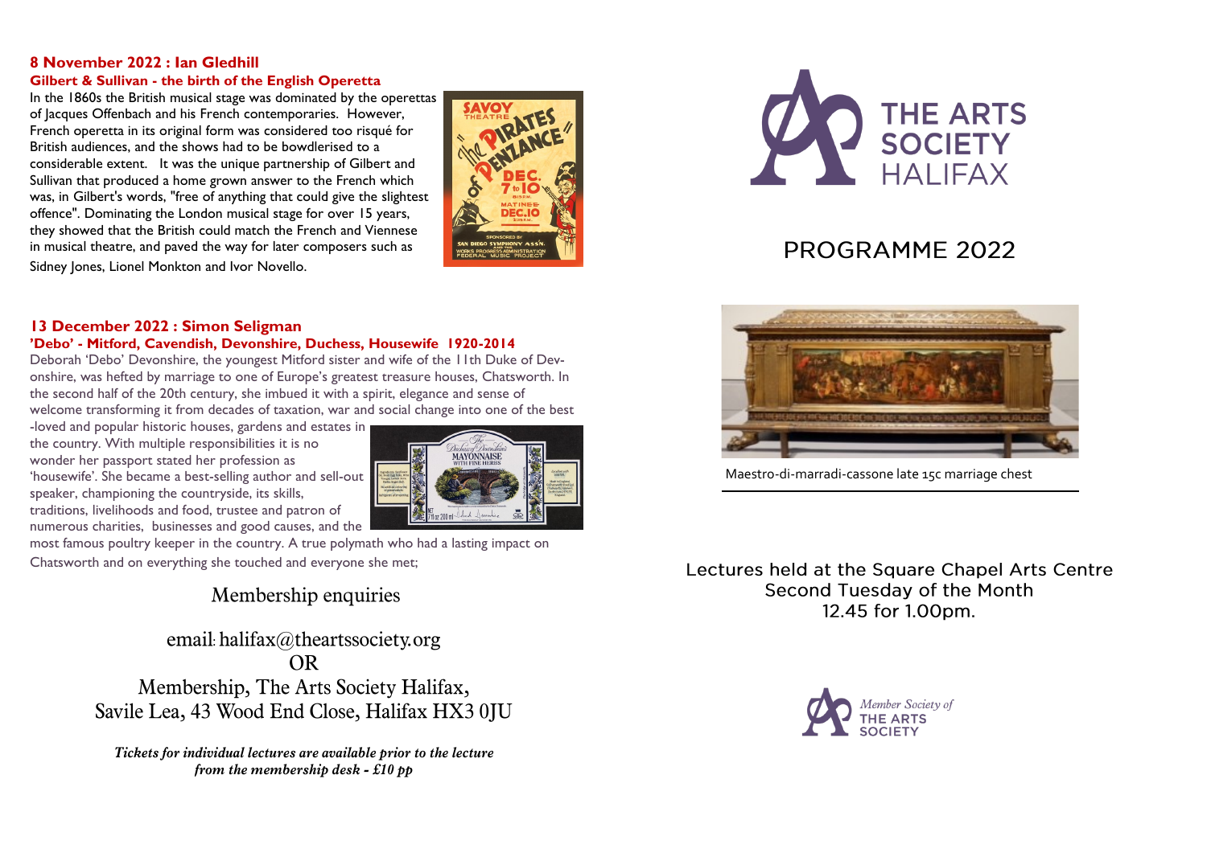## 8 November 2022 : Ian Gledhill

### Gilbert & Sullivan - the birth of the English Operetta

In the 1860s the British musical stage was dominated by the operettas of Jacques Offenbach and his French contemporaries. However, French operetta in its original form was considered too risqué for British audiences, and the shows had to be bowdlerised to a considerable extent. It was the unique partnership of Gilbert and Sullivan that produced a home grown answer to the French which was, in Gilbert's words, "free of anything that could give the slightest offence". Dominating the London musical stage for over 15 years, they showed that the British could match the French and Viennese in musical theatre, and paved the way for later composers such as Sidney Jones, Lionel Monkton and Ivor Novello.

## 13 December 2022 : Simon Seligman

### 'Debo' - Mitford, Cavendish, Devonshire, Duchess, Housewife 1920-2014

Deborah 'Debo' Devonshire, the youngest Mitford sister and wife of the 11th Duke of Devonshire, was hefted by marriage to one of Europe's greatest treasure houses, Chatsworth. In the second half of the 20th century, she imbued it with a spirit, elegance and sense of welcome transforming it from decades of taxation, war and social change into one of the best-loved and popular historic houses, gardens and estates in the country. With multiple responsibilities it is no wonder her passport stated her profession as 'housewife'. She became a best-selling author and sell-out speaker, championing the countryside, its skills, traditions, livelihoods and food, trustee and patron of numerous charities, businesses and good causes, and the most famous poultry keeper in the country. A true polymath who had a lasting impact on Chatsworth and on everything she touched and everyone she met;

### Membership enquiries

email: halifax@theartssociety.org

OR

Membership, The Arts Society Halifax,
Savile Lea, 43 Wood End Close, Halifax HX3 0JU

***Tickets for individual lectures are available prior to the lecture from the membership desk - £10 pp***

# THE ARTS SOCIETY HALIFAX

# PROGRAMME 2022

Maestro-di-marradi-cassone late 15c marriage chest

Lectures held at the Square Chapel Arts Centre
Second Tuesday of the Month
12.45 for 1.00pm.

*Member Society of* THE ARTS SOCIETY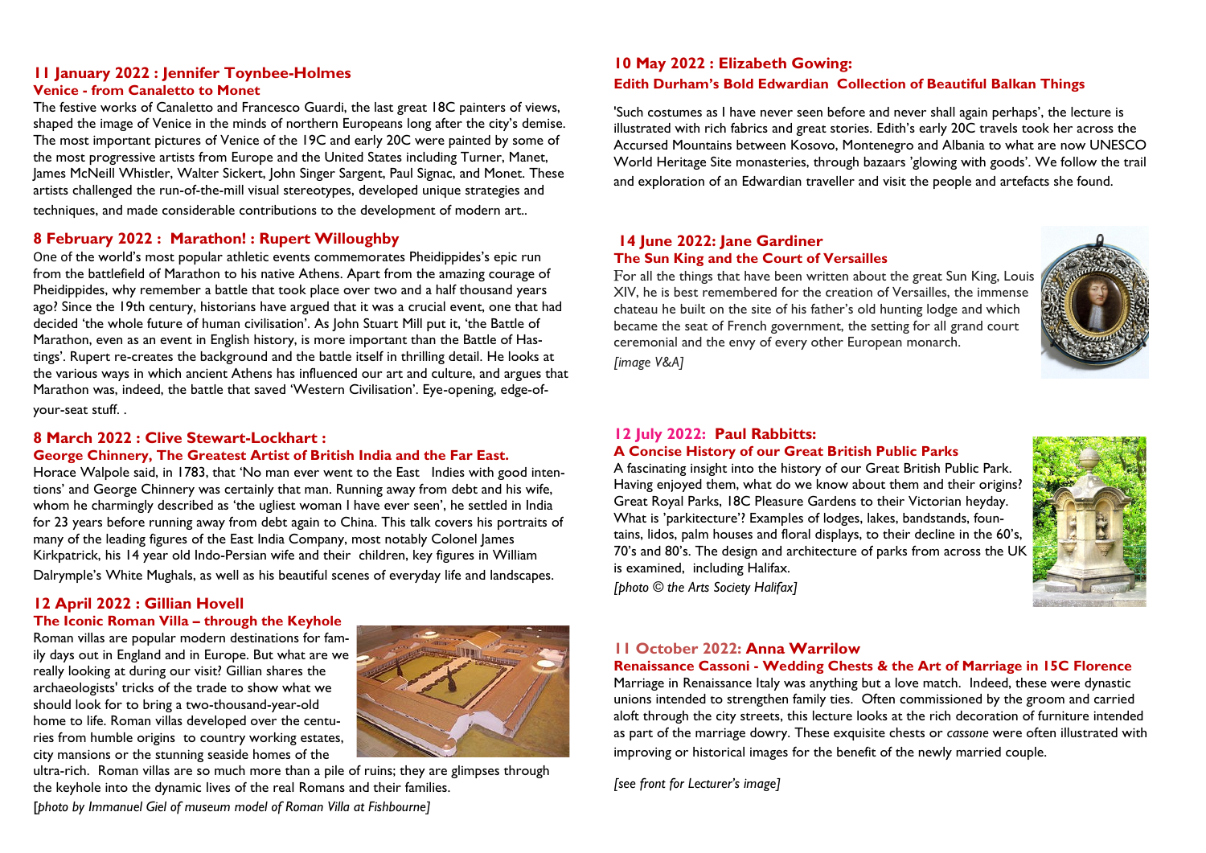### 11 January 2022 : Jennifer Toynbee-Holmes
**Venice - from Canaletto to Monet**

The festive works of Canaletto and Francesco Guardi, the last great 18C painters of views, shaped the image of Venice in the minds of northern Europeans long after the city's demise. The most important pictures of Venice of the 19C and early 20C were painted by some of the most progressive artists from Europe and the United States including Turner, Manet, James McNeill Whistler, Walter Sickert, John Singer Sargent, Paul Signac, and Monet. These artists challenged the run-of-the-mill visual stereotypes, developed unique strategies and techniques, and made considerable contributions to the development of modern art..

### 8 February 2022 : Marathon! : Rupert Willoughby

One of the world's most popular athletic events commemorates Pheidippides's epic run from the battlefield of Marathon to his native Athens. Apart from the amazing courage of Pheidippides, why remember a battle that took place over two and a half thousand years ago? Since the 19th century, historians have argued that it was a crucial event, one that had decided 'the whole future of human civilisation'. As John Stuart Mill put it, 'the Battle of Marathon, even as an event in English history, is more important than the Battle of Hastings'. Rupert re-creates the background and the battle itself in thrilling detail. He looks at the various ways in which ancient Athens has influenced our art and culture, and argues that Marathon was, indeed, the battle that saved 'Western Civilisation'. Eye-opening, edge-of-your-seat stuff. .

### 8 March 2022 : Clive Stewart-Lockhart :
**George Chinnery, The Greatest Artist of British India and the Far East.**

Horace Walpole said, in 1783, that 'No man ever went to the East Indies with good intentions' and George Chinnery was certainly that man. Running away from debt and his wife, whom he charmingly described as 'the ugliest woman I have ever seen', he settled in India for 23 years before running away from debt again to China. This talk covers his portraits of many of the leading figures of the East India Company, most notably Colonel James Kirkpatrick, his 14 year old Indo-Persian wife and their children, key figures in William Dalrymple's White Mughals, as well as his beautiful scenes of everyday life and landscapes.

### 12 April 2022 : Gillian Hovell
**The Iconic Roman Villa – through the Keyhole**

Roman villas are popular modern destinations for family days out in England and in Europe. But what are we really looking at during our visit? Gillian shares the archaeologists' tricks of the trade to show what we should look for to bring a two-thousand-year-old home to life. Roman villas developed over the centuries from humble origins to country working estates, city mansions or the stunning seaside homes of the ultra-rich. Roman villas are so much more than a pile of ruins; they are glimpses through the keyhole into the dynamic lives of the real Romans and their families.

[*photo by Immanuel Giel of museum model of Roman Villa at Fishbourne]*

### 10 May 2022 : Elizabeth Gowing:
**Edith Durham's Bold Edwardian Collection of Beautiful Balkan Things**

'Such costumes as I have never seen before and never shall again perhaps', the lecture is illustrated with rich fabrics and great stories. Edith's early 20C travels took her across the Accursed Mountains between Kosovo, Montenegro and Albania to what are now UNESCO World Heritage Site monasteries, through bazaars 'glowing with goods'. We follow the trail and exploration of an Edwardian traveller and visit the people and artefacts she found.

### 14 June 2022: Jane Gardiner
**The Sun King and the Court of Versailles**

For all the things that have been written about the great Sun King, Louis XIV, he is best remembered for the creation of Versailles, the immense chateau he built on the site of his father's old hunting lodge and which became the seat of French government, the setting for all grand court ceremonial and the envy of every other European monarch.

*[image V&A]*

### 12 July 2022: Paul Rabbitts:
**A Concise History of our Great British Public Parks**

A fascinating insight into the history of our Great British Public Park. Having enjoyed them, what do we know about them and their origins? Great Royal Parks, 18C Pleasure Gardens to their Victorian heyday. What is 'parkitecture'? Examples of lodges, lakes, bandstands, fountains, lidos, palm houses and floral displays, to their decline in the 60's, 70's and 80's. The design and architecture of parks from across the UK is examined, including Halifax.

*[photo © the Arts Society Halifax]*

### 11 October 2022: Anna Warrilow
**Renaissance Cassoni - Wedding Chests & the Art of Marriage in 15C Florence**

Marriage in Renaissance Italy was anything but a love match. Indeed, these were dynastic unions intended to strengthen family ties. Often commissioned by the groom and carried aloft through the city streets, this lecture looks at the rich decoration of furniture intended as part of the marriage dowry. These exquisite chests or *cassone* were often illustrated with improving or historical images for the benefit of the newly married couple.

*[see front for Lecturer's image]*